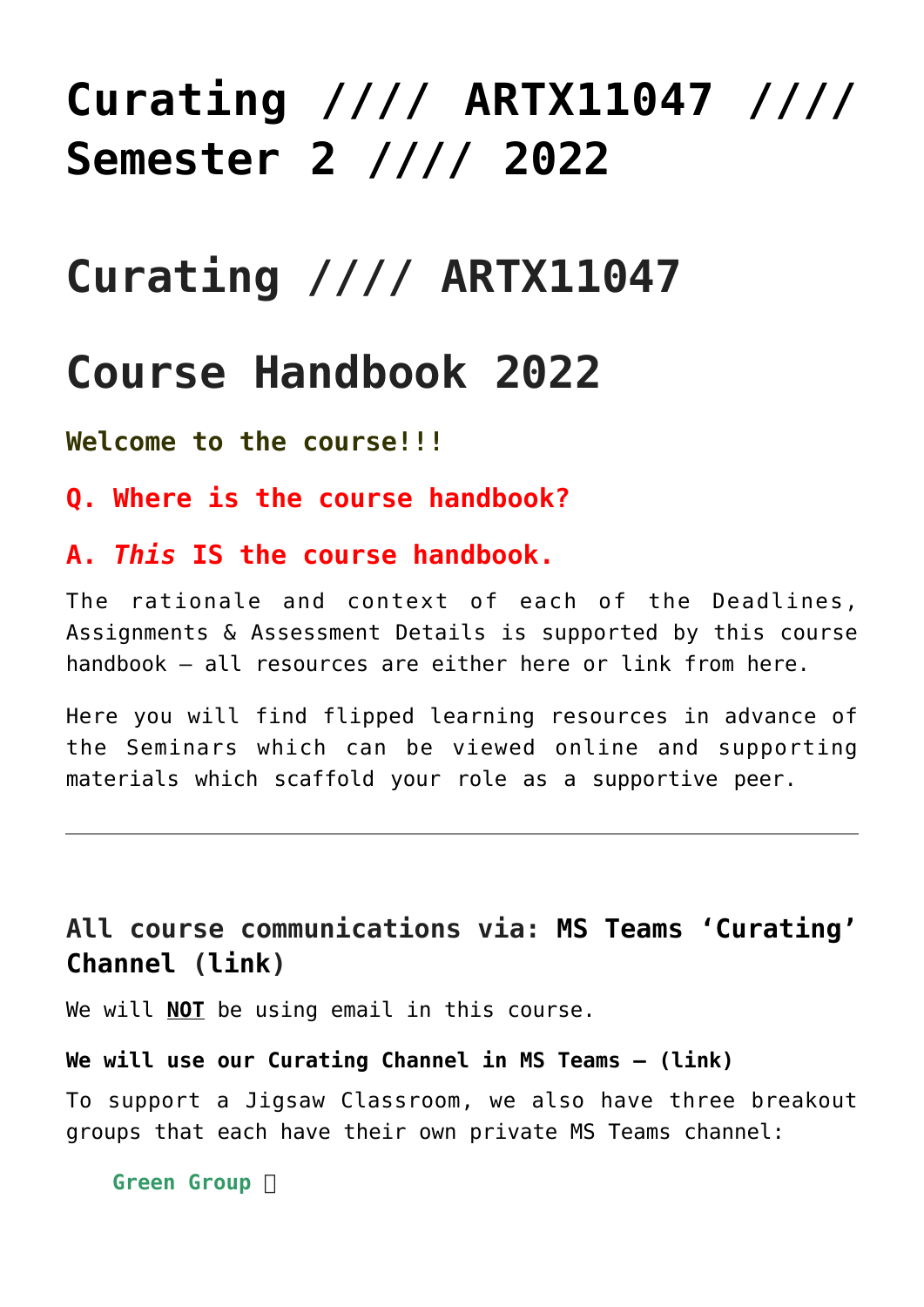# Curating //// ARTX11047 //// Semester 2 //// 2022

# Curating //// ARTX11047

# Course Handbook 2022

**Welcome to the course!!!**

**Q. Where is the course handbook?**

**A. *This* IS the course handbook.**

The rationale and context of each of the Deadlines, Assignments & Assessment Details is supported by this course handbook – all resources are either here or link from here.

Here you will find flipped learning resources in advance of the Seminars which can be viewed online and supporting materials which scaffold your role as a supportive peer.

---

### All course communications via: **MS Teams 'Curating' Channel (link)**

We will **NOT** be using email in this course.

**We will use our Curating Channel in MS Teams – (link)**

To support a Jigsaw Classroom, we also have three breakout groups that each have their own private MS Teams channel:

**Green Group**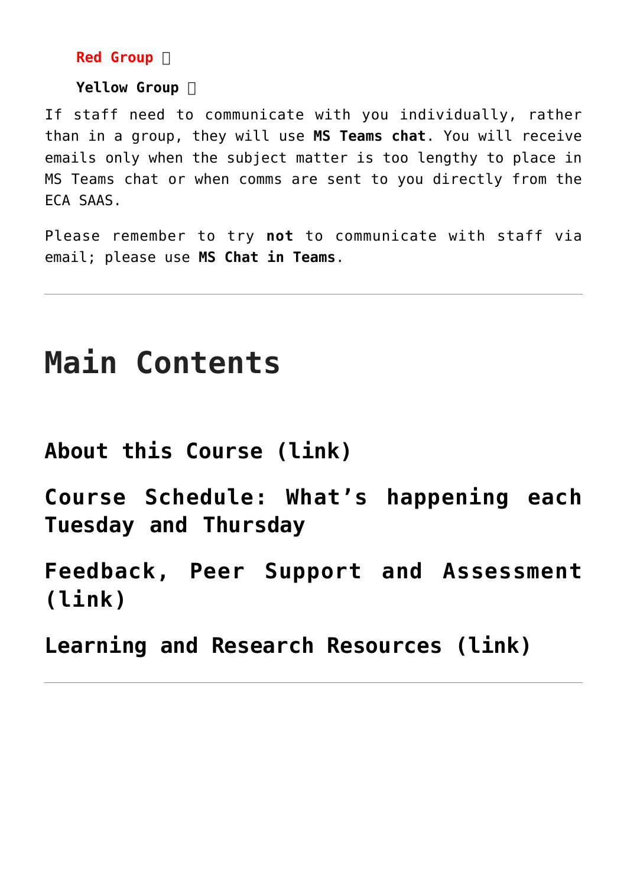**Red Group** 

**Yellow Group** 

If staff need to communicate with you individually, rather than in a group, they will use **MS Teams chat**. You will receive emails only when the subject matter is too lengthy to place in MS Teams chat or when comms are sent to you directly from the ECA SAAS.

Please remember to try **not** to communicate with staff via email; please use **MS Chat in Teams**.

---

# Main Contents

### About this Course (link)

### Course Schedule: What's happening each Tuesday and Thursday

### Feedback, Peer Support and Assessment (link)

### Learning and Research Resources (link)

---